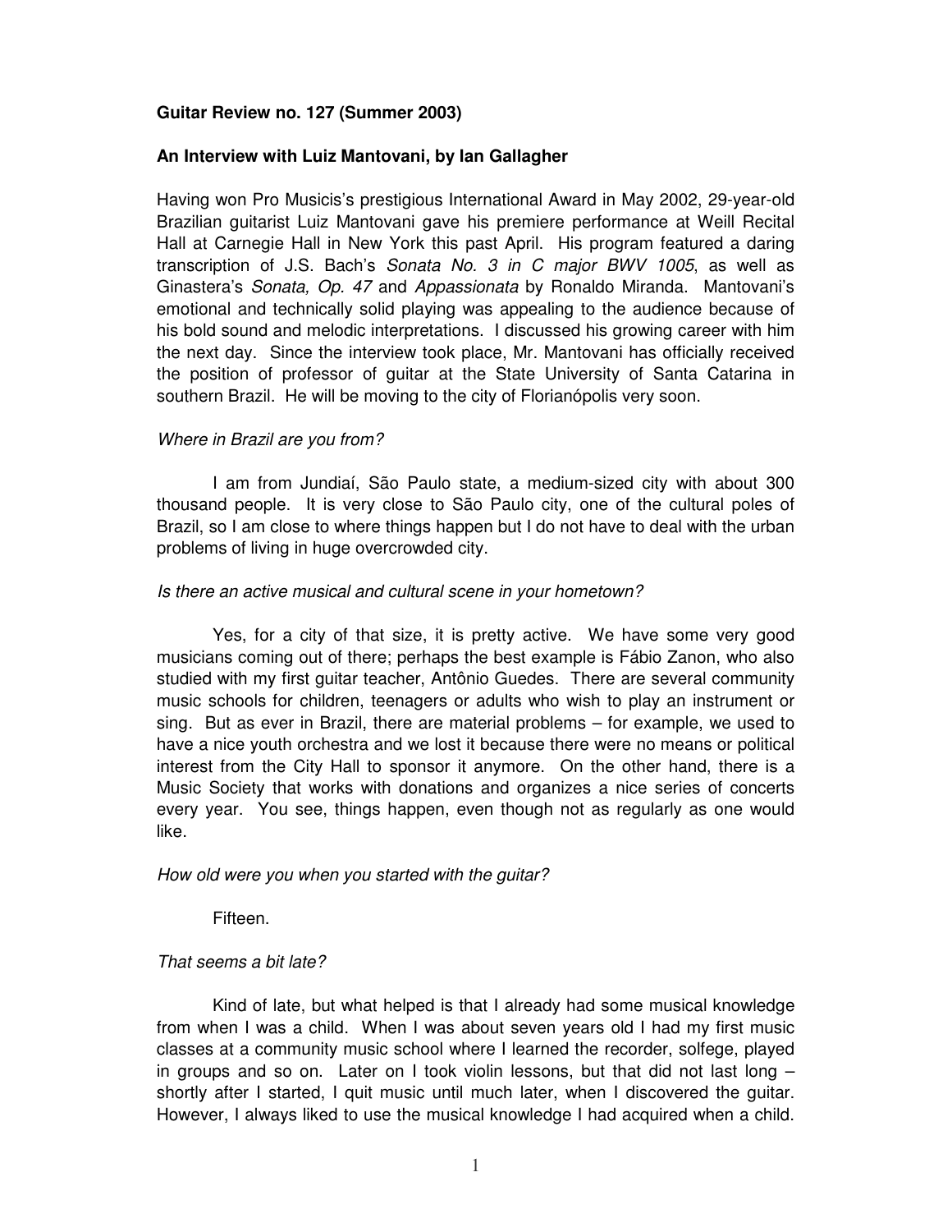**Guitar Review no. 127 (Summer 2003)**

**An Interview with Luiz Mantovani, by Ian Gallagher**

Having won Pro Musicis's prestigious International Award in May 2002, 29-year-old Brazilian guitarist Luiz Mantovani gave his premiere performance at Weill Recital Hall at Carnegie Hall in New York this past April. His program featured a daring transcription of J.S. Bach's *Sonata No. 3 in C major BWV 1005*, as well as Ginastera's *Sonata, Op. 47* and *Appassionata* by Ronaldo Miranda. Mantovani's emotional and technically solid playing was appealing to the audience because of his bold sound and melodic interpretations. I discussed his growing career with him the next day. Since the interview took place, Mr. Mantovani has officially received the position of professor of guitar at the State University of Santa Catarina in southern Brazil. He will be moving to the city of Florianópolis very soon.

*Where in Brazil are you from?*

I am from Jundiaí, São Paulo state, a medium-sized city with about 300 thousand people. It is very close to São Paulo city, one of the cultural poles of Brazil, so I am close to where things happen but I do not have to deal with the urban problems of living in huge overcrowded city.

*Is there an active musical and cultural scene in your hometown?*

Yes, for a city of that size, it is pretty active. We have some very good musicians coming out of there; perhaps the best example is Fábio Zanon, who also studied with my first guitar teacher, Antônio Guedes. There are several community music schools for children, teenagers or adults who wish to play an instrument or sing. But as ever in Brazil, there are material problems – for example, we used to have a nice youth orchestra and we lost it because there were no means or political interest from the City Hall to sponsor it anymore. On the other hand, there is a Music Society that works with donations and organizes a nice series of concerts every year. You see, things happen, even though not as regularly as one would like.

*How old were you when you started with the guitar?*

Fifteen.

*That seems a bit late?*

Kind of late, but what helped is that I already had some musical knowledge from when I was a child. When I was about seven years old I had my first music classes at a community music school where I learned the recorder, solfege, played in groups and so on. Later on I took violin lessons, but that did not last long – shortly after I started, I quit music until much later, when I discovered the guitar. However, I always liked to use the musical knowledge I had acquired when a child.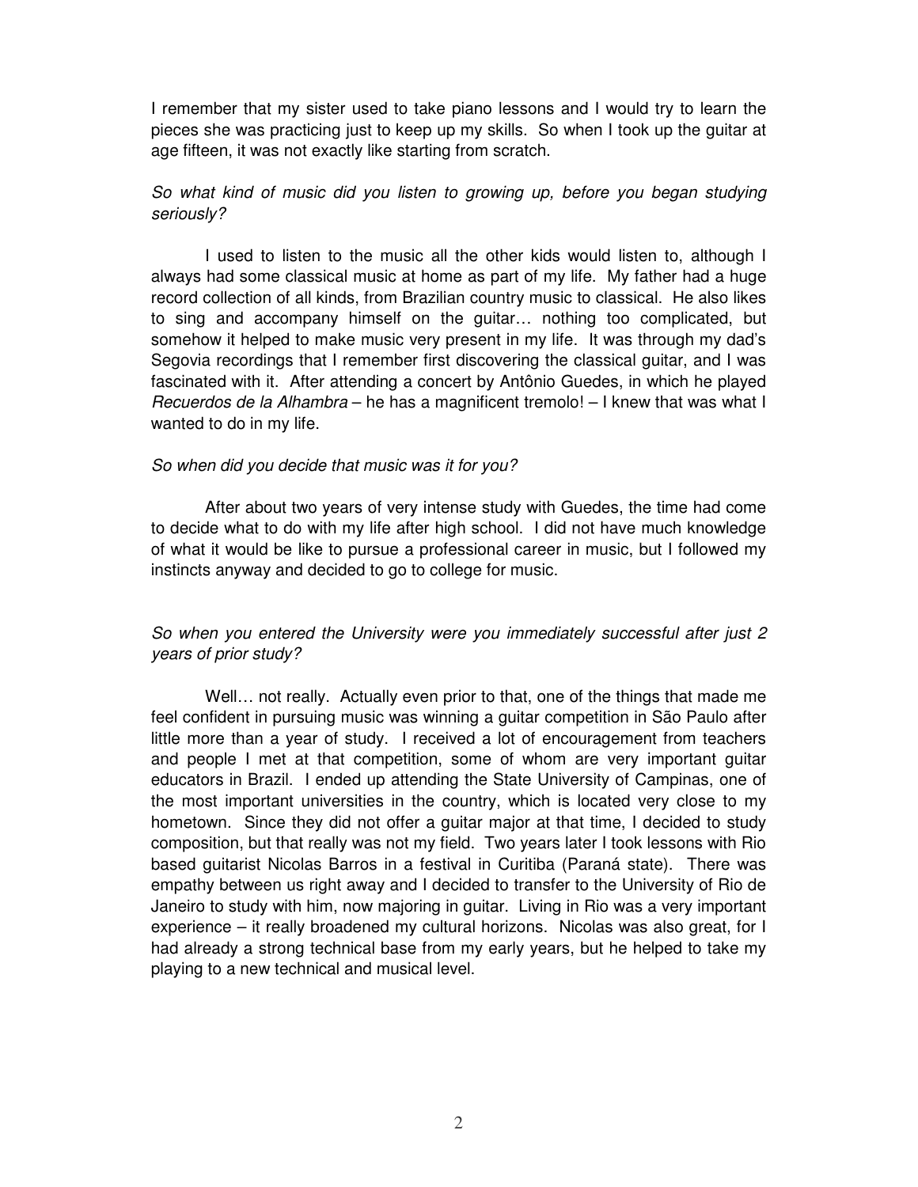I remember that my sister used to take piano lessons and I would try to learn the pieces she was practicing just to keep up my skills. So when I took up the guitar at age fifteen, it was not exactly like starting from scratch.

*So what kind of music did you listen to growing up, before you began studying seriously?*

I used to listen to the music all the other kids would listen to, although I always had some classical music at home as part of my life. My father had a huge record collection of all kinds, from Brazilian country music to classical. He also likes to sing and accompany himself on the guitar… nothing too complicated, but somehow it helped to make music very present in my life. It was through my dad's Segovia recordings that I remember first discovering the classical guitar, and I was fascinated with it. After attending a concert by Antônio Guedes, in which he played *Recuerdos de la Alhambra* – he has a magnificent tremolo! – I knew that was what I wanted to do in my life.

*So when did you decide that music was it for you?*

After about two years of very intense study with Guedes, the time had come to decide what to do with my life after high school. I did not have much knowledge of what it would be like to pursue a professional career in music, but I followed my instincts anyway and decided to go to college for music.

*So when you entered the University were you immediately successful after just 2 years of prior study?*

Well… not really. Actually even prior to that, one of the things that made me feel confident in pursuing music was winning a guitar competition in São Paulo after little more than a year of study. I received a lot of encouragement from teachers and people I met at that competition, some of whom are very important guitar educators in Brazil. I ended up attending the State University of Campinas, one of the most important universities in the country, which is located very close to my hometown. Since they did not offer a guitar major at that time, I decided to study composition, but that really was not my field. Two years later I took lessons with Rio based guitarist Nicolas Barros in a festival in Curitiba (Paraná state). There was empathy between us right away and I decided to transfer to the University of Rio de Janeiro to study with him, now majoring in guitar. Living in Rio was a very important experience – it really broadened my cultural horizons. Nicolas was also great, for I had already a strong technical base from my early years, but he helped to take my playing to a new technical and musical level.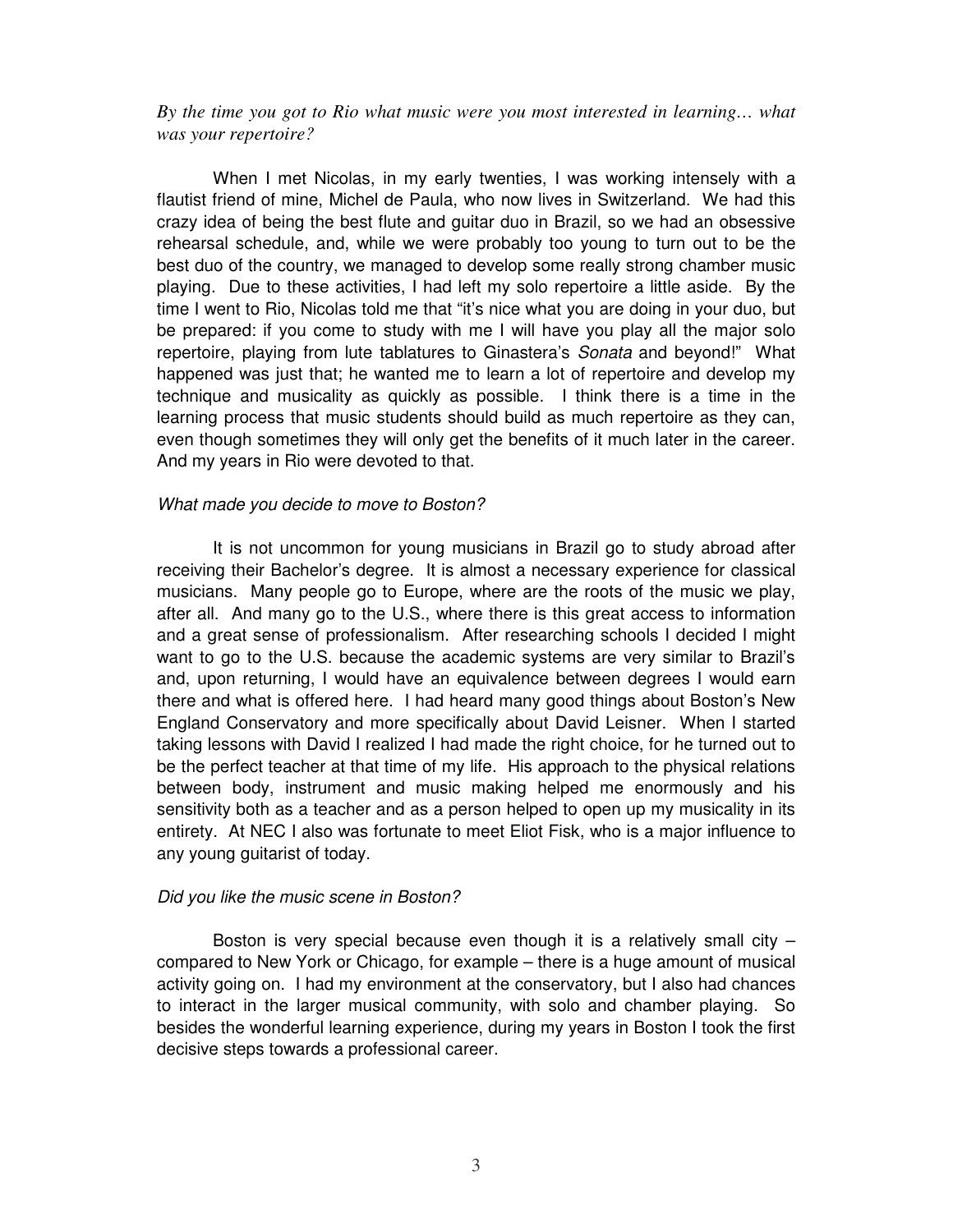*By the time you got to Rio what music were you most interested in learning… what was your repertoire?*

When I met Nicolas, in my early twenties, I was working intensely with a flautist friend of mine, Michel de Paula, who now lives in Switzerland. We had this crazy idea of being the best flute and guitar duo in Brazil, so we had an obsessive rehearsal schedule, and, while we were probably too young to turn out to be the best duo of the country, we managed to develop some really strong chamber music playing. Due to these activities, I had left my solo repertoire a little aside. By the time I went to Rio, Nicolas told me that "it's nice what you are doing in your duo, but be prepared: if you come to study with me I will have you play all the major solo repertoire, playing from lute tablatures to Ginastera's *Sonata* and beyond!" What happened was just that; he wanted me to learn a lot of repertoire and develop my technique and musicality as quickly as possible. I think there is a time in the learning process that music students should build as much repertoire as they can, even though sometimes they will only get the benefits of it much later in the career. And my years in Rio were devoted to that.

*What made you decide to move to Boston?*

It is not uncommon for young musicians in Brazil go to study abroad after receiving their Bachelor's degree. It is almost a necessary experience for classical musicians. Many people go to Europe, where are the roots of the music we play, after all. And many go to the U.S., where there is this great access to information and a great sense of professionalism. After researching schools I decided I might want to go to the U.S. because the academic systems are very similar to Brazil's and, upon returning, I would have an equivalence between degrees I would earn there and what is offered here. I had heard many good things about Boston's New England Conservatory and more specifically about David Leisner. When I started taking lessons with David I realized I had made the right choice, for he turned out to be the perfect teacher at that time of my life. His approach to the physical relations between body, instrument and music making helped me enormously and his sensitivity both as a teacher and as a person helped to open up my musicality in its entirety. At NEC I also was fortunate to meet Eliot Fisk, who is a major influence to any young guitarist of today.

*Did you like the music scene in Boston?*

Boston is very special because even though it is a relatively small city – compared to New York or Chicago, for example – there is a huge amount of musical activity going on. I had my environment at the conservatory, but I also had chances to interact in the larger musical community, with solo and chamber playing. So besides the wonderful learning experience, during my years in Boston I took the first decisive steps towards a professional career.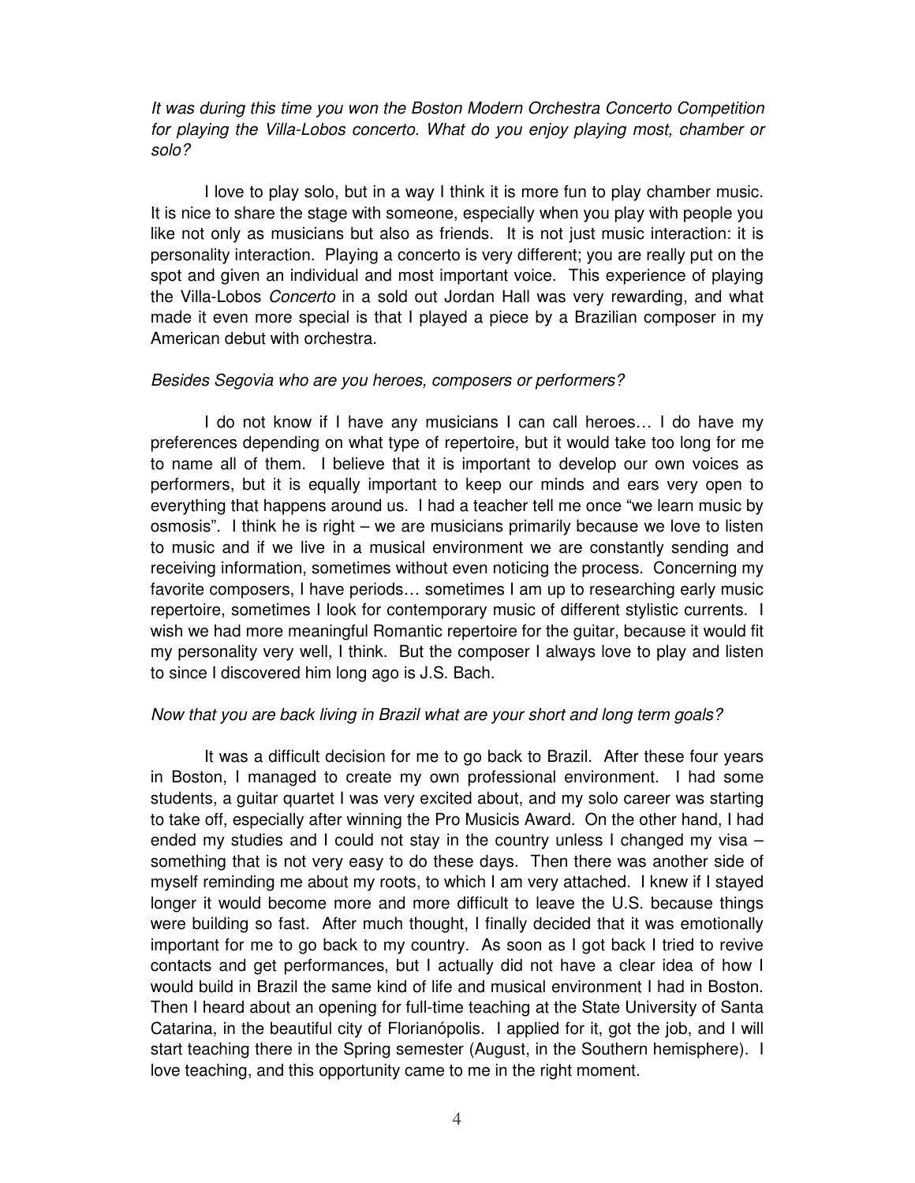*It was during this time you won the Boston Modern Orchestra Concerto Competition for playing the Villa-Lobos concerto. What do you enjoy playing most, chamber or solo?*

I love to play solo, but in a way I think it is more fun to play chamber music. It is nice to share the stage with someone, especially when you play with people you like not only as musicians but also as friends. It is not just music interaction: it is personality interaction. Playing a concerto is very different; you are really put on the spot and given an individual and most important voice. This experience of playing the Villa-Lobos *Concerto* in a sold out Jordan Hall was very rewarding, and what made it even more special is that I played a piece by a Brazilian composer in my American debut with orchestra.

*Besides Segovia who are you heroes, composers or performers?*

I do not know if I have any musicians I can call heroes… I do have my preferences depending on what type of repertoire, but it would take too long for me to name all of them. I believe that it is important to develop our own voices as performers, but it is equally important to keep our minds and ears very open to everything that happens around us. I had a teacher tell me once "we learn music by osmosis". I think he is right – we are musicians primarily because we love to listen to music and if we live in a musical environment we are constantly sending and receiving information, sometimes without even noticing the process. Concerning my favorite composers, I have periods… sometimes I am up to researching early music repertoire, sometimes I look for contemporary music of different stylistic currents. I wish we had more meaningful Romantic repertoire for the guitar, because it would fit my personality very well, I think. But the composer I always love to play and listen to since I discovered him long ago is J.S. Bach.

*Now that you are back living in Brazil what are your short and long term goals?*

It was a difficult decision for me to go back to Brazil. After these four years in Boston, I managed to create my own professional environment. I had some students, a guitar quartet I was very excited about, and my solo career was starting to take off, especially after winning the Pro Musicis Award. On the other hand, I had ended my studies and I could not stay in the country unless I changed my visa – something that is not very easy to do these days. Then there was another side of myself reminding me about my roots, to which I am very attached. I knew if I stayed longer it would become more and more difficult to leave the U.S. because things were building so fast. After much thought, I finally decided that it was emotionally important for me to go back to my country. As soon as I got back I tried to revive contacts and get performances, but I actually did not have a clear idea of how I would build in Brazil the same kind of life and musical environment I had in Boston. Then I heard about an opening for full-time teaching at the State University of Santa Catarina, in the beautiful city of Florianópolis. I applied for it, got the job, and I will start teaching there in the Spring semester (August, in the Southern hemisphere). I love teaching, and this opportunity came to me in the right moment.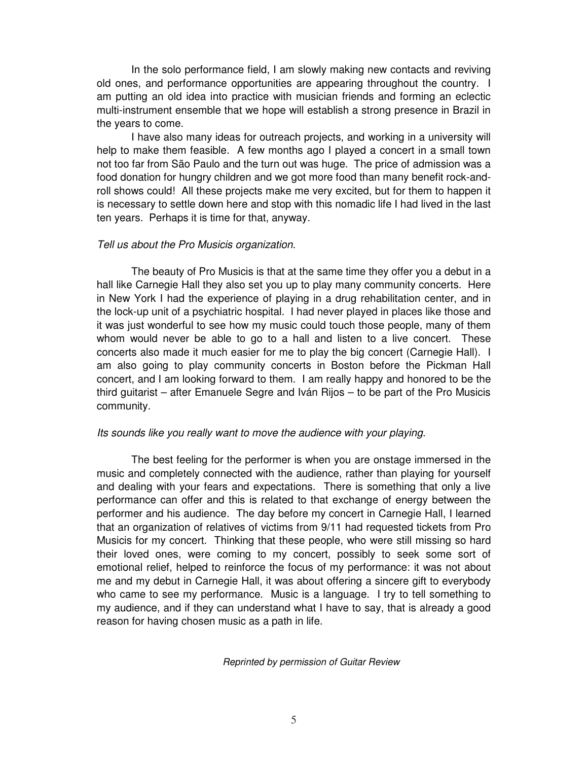In the solo performance field, I am slowly making new contacts and reviving old ones, and performance opportunities are appearing throughout the country. I am putting an old idea into practice with musician friends and forming an eclectic multi-instrument ensemble that we hope will establish a strong presence in Brazil in the years to come.

I have also many ideas for outreach projects, and working in a university will help to make them feasible. A few months ago I played a concert in a small town not too far from São Paulo and the turn out was huge. The price of admission was a food donation for hungry children and we got more food than many benefit rock-and-roll shows could! All these projects make me very excited, but for them to happen it is necessary to settle down here and stop with this nomadic life I had lived in the last ten years. Perhaps it is time for that, anyway.

*Tell us about the Pro Musicis organization.*

The beauty of Pro Musicis is that at the same time they offer you a debut in a hall like Carnegie Hall they also set you up to play many community concerts. Here in New York I had the experience of playing in a drug rehabilitation center, and in the lock-up unit of a psychiatric hospital. I had never played in places like those and it was just wonderful to see how my music could touch those people, many of them whom would never be able to go to a hall and listen to a live concert. These concerts also made it much easier for me to play the big concert (Carnegie Hall). I am also going to play community concerts in Boston before the Pickman Hall concert, and I am looking forward to them. I am really happy and honored to be the third guitarist – after Emanuele Segre and Iván Rijos – to be part of the Pro Musicis community.

*Its sounds like you really want to move the audience with your playing.*

The best feeling for the performer is when you are onstage immersed in the music and completely connected with the audience, rather than playing for yourself and dealing with your fears and expectations. There is something that only a live performance can offer and this is related to that exchange of energy between the performer and his audience. The day before my concert in Carnegie Hall, I learned that an organization of relatives of victims from 9/11 had requested tickets from Pro Musicis for my concert. Thinking that these people, who were still missing so hard their loved ones, were coming to my concert, possibly to seek some sort of emotional relief, helped to reinforce the focus of my performance: it was not about me and my debut in Carnegie Hall, it was about offering a sincere gift to everybody who came to see my performance. Music is a language. I try to tell something to my audience, and if they can understand what I have to say, that is already a good reason for having chosen music as a path in life.

*Reprinted by permission of Guitar Review*